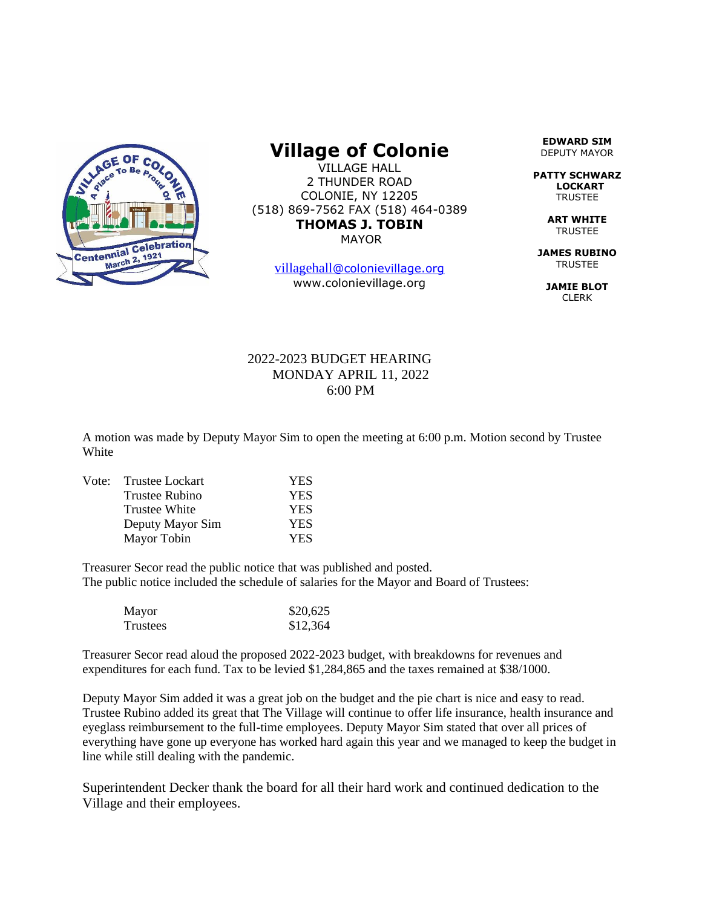# Village of Colonie

VILLAGE HALL
2 THUNDER ROAD
COLONIE, NY 12205
(518) 869-7562 FAX (518) 464-0389
**THOMAS J. TOBIN**
MAYOR

villagehall@colonievillage.org
www.colonievillage.org

**EDWARD SIM**
DEPUTY MAYOR

**PATTY SCHWARZ LOCKART**
TRUSTEE

**ART WHITE**
TRUSTEE

**JAMES RUBINO**
TRUSTEE

**JAMIE BLOT**
CLERK

2022-2023 BUDGET HEARING
MONDAY APRIL 11, 2022
6:00 PM

A motion was made by Deputy Mayor Sim to open the meeting at 6:00 p.m. Motion second by Trustee White

| Vote: | | |
|---|---|---|
| | Trustee Lockart | YES |
| | Trustee Rubino | YES |
| | Trustee White | YES |
| | Deputy Mayor Sim | YES |
| | Mayor Tobin | YES |

Treasurer Secor read the public notice that was published and posted.
The public notice included the schedule of salaries for the Mayor and Board of Trustees:

| | |
|---|---|
| Mayor | $20,625 |
| Trustees | $12,364 |

Treasurer Secor read aloud the proposed 2022-2023 budget, with breakdowns for revenues and expenditures for each fund. Tax to be levied $1,284,865 and the taxes remained at $38/1000.

Deputy Mayor Sim added it was a great job on the budget and the pie chart is nice and easy to read. Trustee Rubino added its great that The Village will continue to offer life insurance, health insurance and eyeglass reimbursement to the full-time employees. Deputy Mayor Sim stated that over all prices of everything have gone up everyone has worked hard again this year and we managed to keep the budget in line while still dealing with the pandemic.

Superintendent Decker thank the board for all their hard work and continued dedication to the Village and their employees.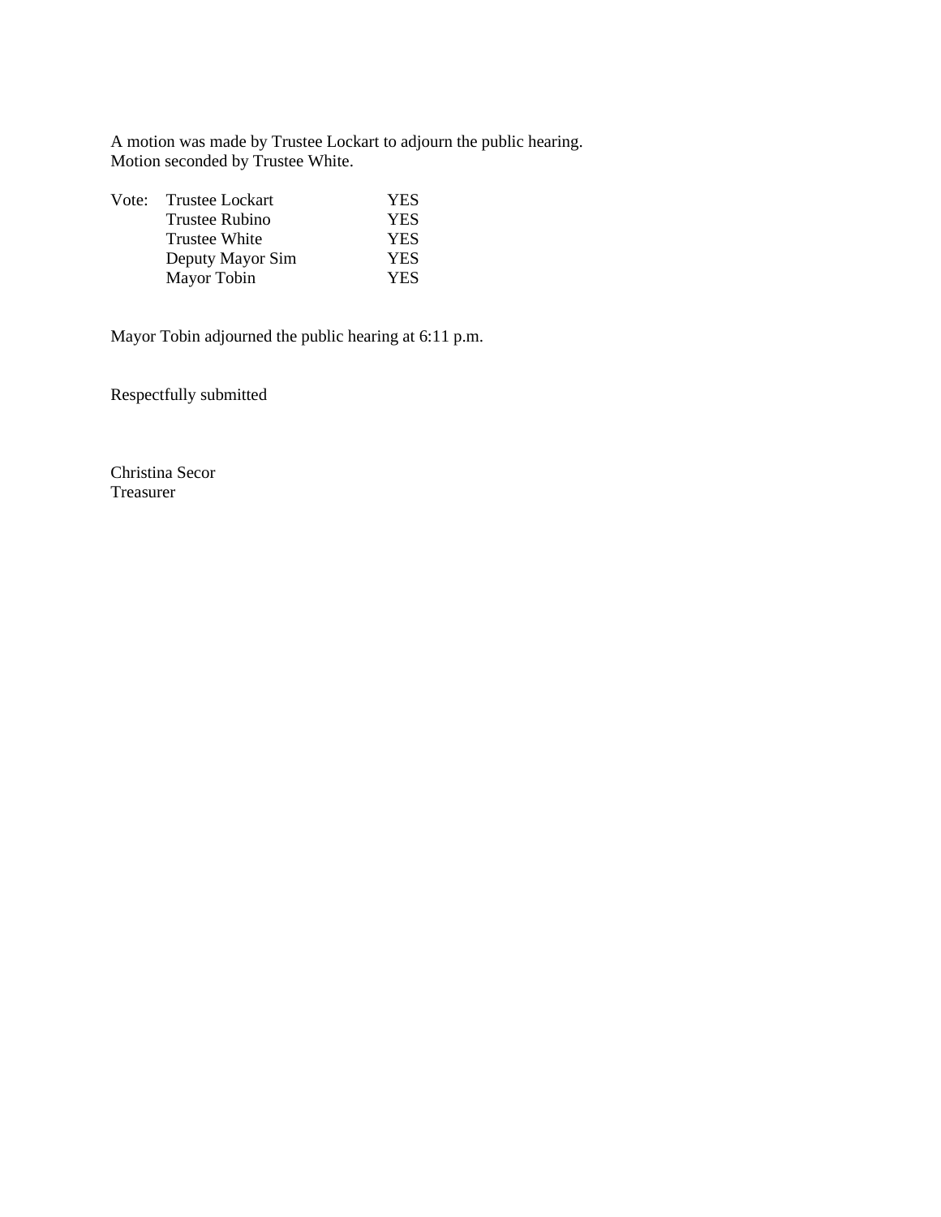A motion was made by Trustee Lockart to adjourn the public hearing.
Motion seconded by Trustee White.

| | | |
|---|---|---|
| Vote: | Trustee Lockart | YES |
| | Trustee Rubino | YES |
| | Trustee White | YES |
| | Deputy Mayor Sim | YES |
| | Mayor Tobin | YES |

Mayor Tobin adjourned the public hearing at 6:11 p.m.

Respectfully submitted

Christina Secor
Treasurer